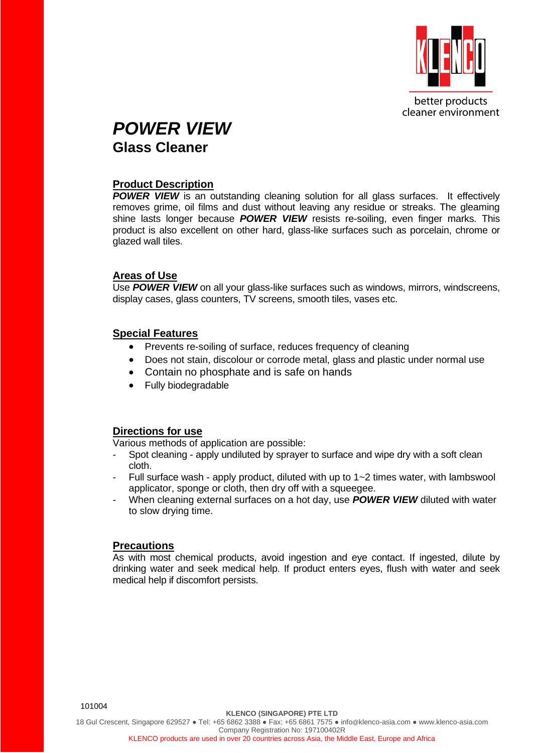better products
cleaner environment

# *POWER VIEW*
## Glass Cleaner

### Product Description

***POWER VIEW*** is an outstanding cleaning solution for all glass surfaces. It effectively removes grime, oil films and dust without leaving any residue or streaks. The gleaming shine lasts longer because ***POWER VIEW*** resists re-soiling, even finger marks. This product is also excellent on other hard, glass-like surfaces such as porcelain, chrome or glazed wall tiles.

### Areas of Use

Use ***POWER VIEW*** on all your glass-like surfaces such as windows, mirrors, windscreens, display cases, glass counters, TV screens, smooth tiles, vases etc.

### Special Features

- Prevents re-soiling of surface, reduces frequency of cleaning
- Does not stain, discolour or corrode metal, glass and plastic under normal use
- Contain no phosphate and is safe on hands
- Fully biodegradable

### Directions for use

Various methods of application are possible:

- Spot cleaning - apply undiluted by sprayer to surface and wipe dry with a soft clean cloth.
- Full surface wash - apply product, diluted with up to 1~2 times water, with lambswool applicator, sponge or cloth, then dry off with a squeegee.
- When cleaning external surfaces on a hot day, use ***POWER VIEW*** diluted with water to slow drying time.

### Precautions

As with most chemical products, avoid ingestion and eye contact. If ingested, dilute by drinking water and seek medical help. If product enters eyes, flush with water and seek medical help if discomfort persists.

101004

**KLENCO (SINGAPORE) PTE LTD**
18 Gul Crescent, Singapore 629527 ● Tel: +65 6862 3388 ● Fax: +65 6861 7575 ● info@klenco-asia.com ● www.klenco-asia.com
Company Registration No: 197100402R
KLENCO products are used in over 20 countries across Asia, the Middle East, Europe and Africa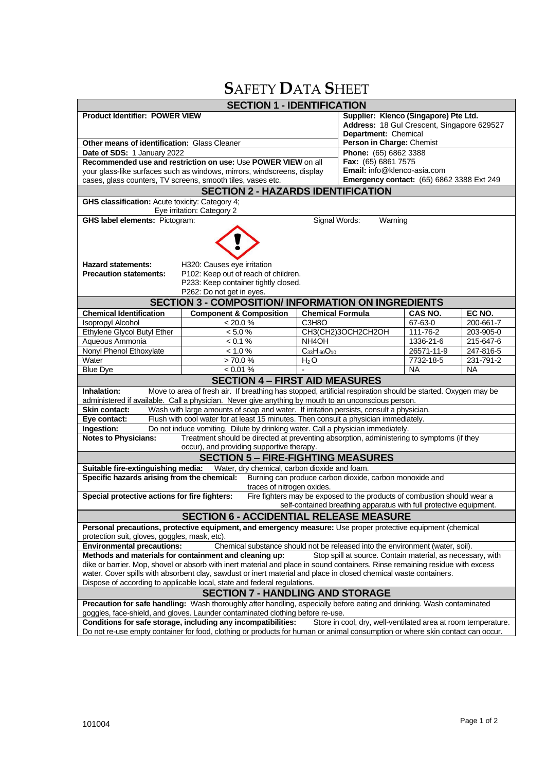# SAFETY DATA SHEET

## SECTION 1 - IDENTIFICATION

| | |
|---|---|
| **Product Identifier: POWER VIEW** | **Supplier: Klenco (Singapore) Pte Ltd.** **Address:** 18 Gul Crescent, Singapore 629527 **Department:** Chemical |
| **Other means of identification:** Glass Cleaner | **Person in Charge:** Chemist |
| **Date of SDS:** 1 January 2022 | **Phone:** (65) 6862 3388 |
| **Recommended use and restriction on use:** Use **POWER VIEW** on all your glass-like surfaces such as windows, mirrors, windscreens, display cases, glass counters, TV screens, smooth tiles, vases etc. | **Fax:** (65) 6861 7575 **Email:** info@klenco-asia.com **Emergency contact:** (65) 6862 3388 Ext 249 |

## SECTION 2 - HAZARDS IDENTIFICATION

**GHS classification:** Acute toxicity: Category 4;
Eye irritation: Category 2

**GHS label elements:** Pictogram: Signal Words: Warning

**Hazard statements:** H320: Causes eye irritation

**Precaution statements:**
P102: Keep out of reach of children.
P233: Keep container tightly closed.
P262: Do not get in eyes.

## SECTION 3 - COMPOSITION/ INFORMATION ON INGREDIENTS

| Chemical Identification | Component & Composition | Chemical Formula | CAS NO. | EC NO. |
|---|---|---|---|---|
| Isopropyl Alcohol | < 20.0 % | $C_3H_8O$ | 67-63-0 | 200-661-7 |
| Ethylene Glycol Butyl Ether | < 5.0 % | $CH_3(CH_2)_3OCH_2CH_2OH$ | 111-76-2 | 203-905-0 |
| Aqueous Ammonia | < 0.1 % | $NH_4OH$ | 1336-21-6 | 215-647-6 |
| Nonyl Phenol Ethoxylate | < 1.0 % | $C_{33}H_{60}O_{10}$ | 26571-11-9 | 247-816-5 |
| Water | > 70.0 % | $H_2O$ | 7732-18-5 | 231-791-2 |
| Blue Dye | < 0.01 % | - | NA | NA |

## SECTION 4 – FIRST AID MEASURES

**Inhalation:** Move to area of fresh air. If breathing has stopped, artificial respiration should be started. Oxygen may be administered if available. Call a physician. Never give anything by mouth to an unconscious person.

**Skin contact:** Wash with large amounts of soap and water. If irritation persists, consult a physician.

**Eye contact:** Flush with cool water for at least 15 minutes. Then consult a physician immediately.

**Ingestion:** Do not induce vomiting. Dilute by drinking water. Call a physician immediately.

**Notes to Physicians:** Treatment should be directed at preventing absorption, administering to symptoms (if they occur), and providing supportive therapy.

## SECTION 5 – FIRE-FIGHTING MEASURES

**Suitable fire-extinguishing media:** Water, dry chemical, carbon dioxide and foam.

**Specific hazards arising from the chemical:** Burning can produce carbon dioxide, carbon monoxide and traces of nitrogen oxides.

**Special protective actions for fire fighters:** Fire fighters may be exposed to the products of combustion should wear a self-contained breathing apparatus with full protective equipment.

## SECTION 6 - ACCIDENTIAL RELEASE MEASURE

**Personal precautions, protective equipment, and emergency measure:** Use proper protective equipment (chemical protection suit, gloves, goggles, mask, etc).

**Environmental precautions:** Chemical substance should not be released into the environment (water, soil).

**Methods and materials for containment and cleaning up:** Stop spill at source. Contain material, as necessary, with dike or barrier. Mop, shovel or absorb with inert material and place in sound containers. Rinse remaining residue with excess water. Cover spills with absorbent clay, sawdust or inert material and place in closed chemical waste containers. Dispose of according to applicable local, state and federal regulations.

## SECTION 7 - HANDLING AND STORAGE

**Precaution for safe handling:** Wash thoroughly after handling, especially before eating and drinking. Wash contaminated goggles, face-shield, and gloves. Launder contaminated clothing before re-use.

**Conditions for safe storage, including any incompatibilities:** Store in cool, dry, well-ventilated area at room temperature. Do not re-use empty container for food, clothing or products for human or animal consumption or where skin contact can occur.

101004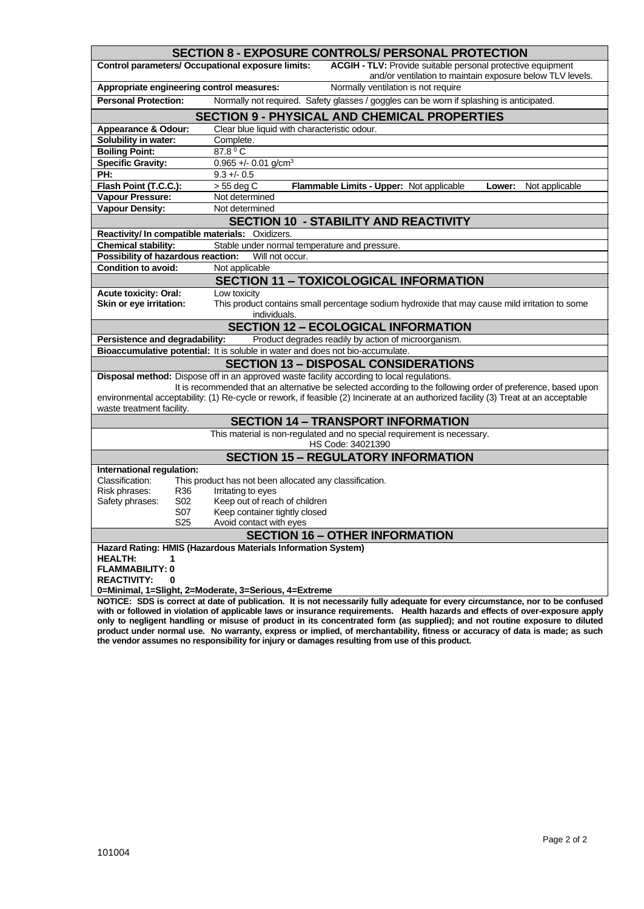## SECTION 8 - EXPOSURE CONTROLS/ PERSONAL PROTECTION

**Control parameters/ Occupational exposure limits:** **ACGIH - TLV:** Provide suitable personal protective equipment and/or ventilation to maintain exposure below TLV levels.

**Appropriate engineering control measures:** Normally ventilation is not require

**Personal Protection:** Normally not required. Safety glasses / goggles can be worn if splashing is anticipated.

## SECTION 9 - PHYSICAL AND CHEMICAL PROPERTIES

| | |
|---|---|
| **Appearance & Odour:** | Clear blue liquid with characteristic odour. |
| **Solubility in water:** | Complete. |
| **Boiling Point:** | 87.8 $^0$ C |
| **Specific Gravity:** | 0.965 +/- 0.01 g/cm$^3$ |
| **PH:** | 9.3 +/- 0.5 |
| **Flash Point (T.C.C.):** | > 55 deg C **Flammable Limits - Upper:** Not applicable **Lower:** Not applicable |
| **Vapour Pressure:** | Not determined |
| **Vapour Density:** | Not determined |

## SECTION 10 - STABILITY AND REACTIVITY

| | |
|---|---|
| **Reactivity/ In compatible materials:** | Oxidizers. |
| **Chemical stability:** | Stable under normal temperature and pressure. |
| **Possibility of hazardous reaction:** | Will not occur. |
| **Condition to avoid:** | Not applicable |

## SECTION 11 – TOXICOLOGICAL INFORMATION

| | |
|---|---|
| **Acute toxicity: Oral:** | Low toxicity |
| **Skin or eye irritation:** | This product contains small percentage sodium hydroxide that may cause mild irritation to some individuals. |

## SECTION 12 – ECOLOGICAL INFORMATION

**Persistence and degradability:** Product degrades readily by action of microorganism.

**Bioaccumulative potential:** It is soluble in water and does not bio-accumulate.

## SECTION 13 – DISPOSAL CONSIDERATIONS

**Disposal method:** Dispose off in an approved waste facility according to local regulations.

It is recommended that an alternative be selected according to the following order of preference, based upon environmental acceptability: (1) Re-cycle or rework, if feasible (2) Incinerate at an authorized facility (3) Treat at an acceptable waste treatment facility.

## SECTION 14 – TRANSPORT INFORMATION

This material is non-regulated and no special requirement is necessary.

HS Code: 34021390

## SECTION 15 – REGULATORY INFORMATION

**International regulation:**

| | | |
|---|---|---|
| Classification: | | This product has not been allocated any classification. |
| Risk phrases: | R36 | Irritating to eyes |
| Safety phrases: | S02 | Keep out of reach of children |
| | S07 | Keep container tightly closed |
| | S25 | Avoid contact with eyes |

## SECTION 16 – OTHER INFORMATION

**Hazard Rating: HMIS (Hazardous Materials Information System)**

**HEALTH: 1**
**FLAMMABILITY: 0**
**REACTIVITY: 0**

**0=Minimal, 1=Slight, 2=Moderate, 3=Serious, 4=Extreme**

**NOTICE: SDS is correct at date of publication. It is not necessarily fully adequate for every circumstance, nor to be confused with or followed in violation of applicable laws or insurance requirements. Health hazards and effects of over-exposure apply only to negligent handling or misuse of product in its concentrated form (as supplied); and not routine exposure to diluted product under normal use. No warranty, express or implied, of merchantability, fitness or accuracy of data is made; as such the vendor assumes no responsibility for injury or damages resulting from use of this product.**

101004